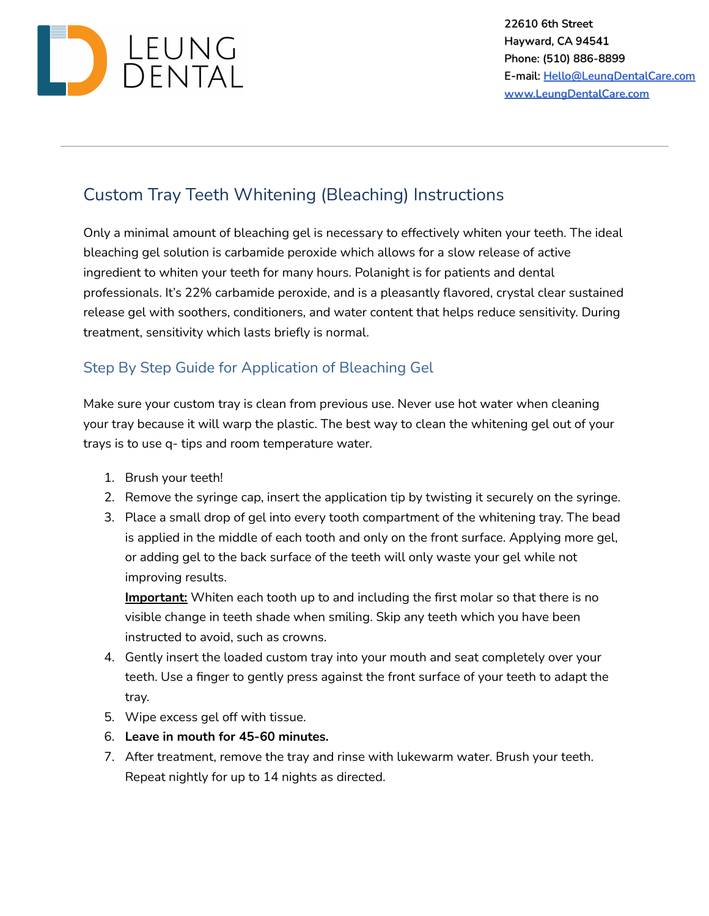LEUNG DENTAL

**22610 6th Street**
**Hayward, CA 94541**
**Phone: (510) 886-8899**
**E-mail: Hello@LeungDentalCare.com**
**www.LeungDentalCare.com**

---

# Custom Tray Teeth Whitening (Bleaching) Instructions

Only a minimal amount of bleaching gel is necessary to effectively whiten your teeth. The ideal bleaching gel solution is carbamide peroxide which allows for a slow release of active ingredient to whiten your teeth for many hours. Polanight is for patients and dental professionals. It's 22% carbamide peroxide, and is a pleasantly flavored, crystal clear sustained release gel with soothers, conditioners, and water content that helps reduce sensitivity. During treatment, sensitivity which lasts briefly is normal.

## Step By Step Guide for Application of Bleaching Gel

Make sure your custom tray is clean from previous use. Never use hot water when cleaning your tray because it will warp the plastic. The best way to clean the whitening gel out of your trays is to use q- tips and room temperature water.

1. Brush your teeth!
2. Remove the syringe cap, insert the application tip by twisting it securely on the syringe.
3. Place a small drop of gel into every tooth compartment of the whitening tray. The bead is applied in the middle of each tooth and only on the front surface. Applying more gel, or adding gel to the back surface of the teeth will only waste your gel while not improving results.
   **Important:** Whiten each tooth up to and including the first molar so that there is no visible change in teeth shade when smiling. Skip any teeth which you have been instructed to avoid, such as crowns.
4. Gently insert the loaded custom tray into your mouth and seat completely over your teeth. Use a finger to gently press against the front surface of your teeth to adapt the tray.
5. Wipe excess gel off with tissue.
6. **Leave in mouth for 45-60 minutes.**
7. After treatment, remove the tray and rinse with lukewarm water. Brush your teeth. Repeat nightly for up to 14 nights as directed.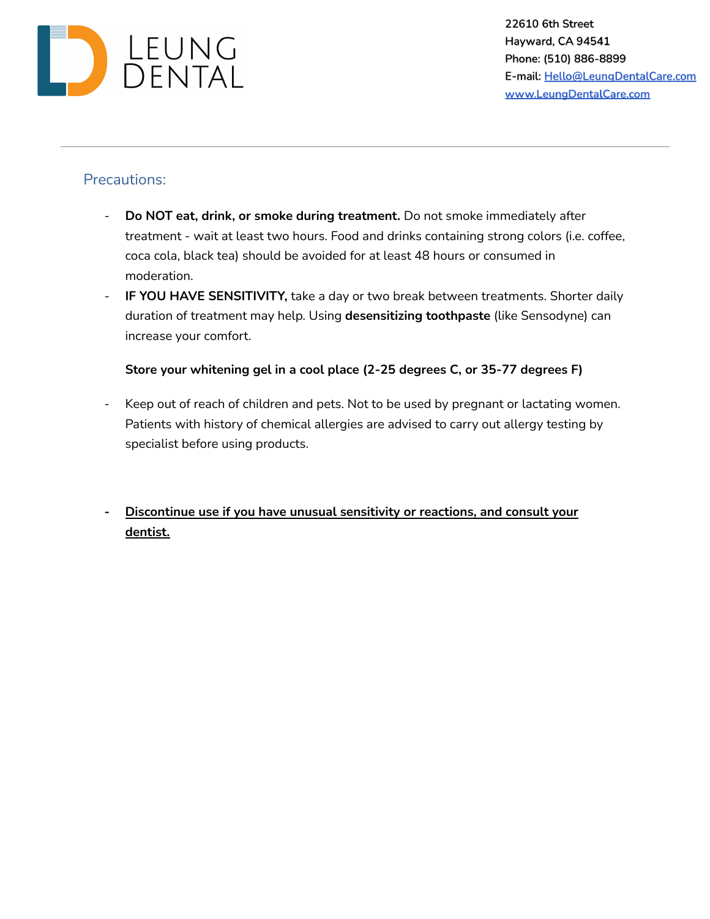LEUNG DENTAL

22610 6th Street
Hayward, CA 94541
Phone: (510) 886-8899
E-mail: Hello@LeungDentalCare.com
www.LeungDentalCare.com

---

## Precautions:

- **Do NOT eat, drink, or smoke during treatment.** Do not smoke immediately after treatment - wait at least two hours. Food and drinks containing strong colors (i.e. coffee, coca cola, black tea) should be avoided for at least 48 hours or consumed in moderation.
- **IF YOU HAVE SENSITIVITY,** take a day or two break between treatments. Shorter daily duration of treatment may help. Using **desensitizing toothpaste** (like Sensodyne) can increase your comfort.

  **Store your whitening gel in a cool place (2-25 degrees C, or 35-77 degrees F)**

- Keep out of reach of children and pets. Not to be used by pregnant or lactating women. Patients with history of chemical allergies are advised to carry out allergy testing by specialist before using products.

- **<u>Discontinue use if you have unusual sensitivity or reactions, and consult your dentist.</u>**